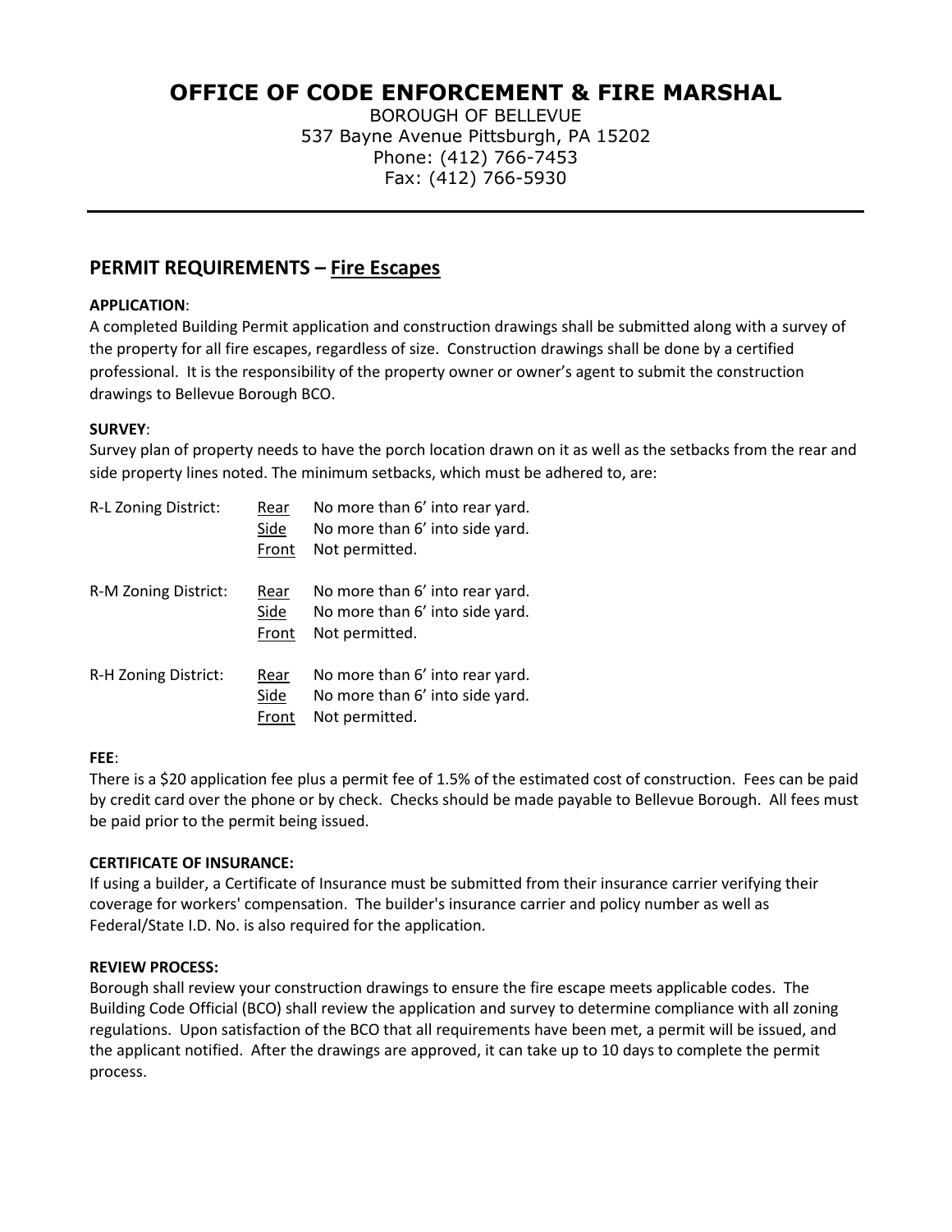# OFFICE OF CODE ENFORCEMENT & FIRE MARSHAL

BOROUGH OF BELLEVUE
537 Bayne Avenue Pittsburgh, PA 15202
Phone: (412) 766-7453
Fax: (412) 766-5930

---

## PERMIT REQUIREMENTS – Fire Escapes

**APPLICATION**:
A completed Building Permit application and construction drawings shall be submitted along with a survey of the property for all fire escapes, regardless of size. Construction drawings shall be done by a certified professional. It is the responsibility of the property owner or owner's agent to submit the construction drawings to Bellevue Borough BCO.

**SURVEY**:
Survey plan of property needs to have the porch location drawn on it as well as the setbacks from the rear and side property lines noted. The minimum setbacks, which must be adhered to, are:

| | | |
|---|---|---|
| R-L Zoning District: | Rear | No more than 6' into rear yard. |
| | Side | No more than 6' into side yard. |
| | Front | Not permitted. |
| R-M Zoning District: | Rear | No more than 6' into rear yard. |
| | Side | No more than 6' into side yard. |
| | Front | Not permitted. |
| R-H Zoning District: | Rear | No more than 6' into rear yard. |
| | Side | No more than 6' into side yard. |
| | Front | Not permitted. |

**FEE**:
There is a $20 application fee plus a permit fee of 1.5% of the estimated cost of construction. Fees can be paid by credit card over the phone or by check. Checks should be made payable to Bellevue Borough. All fees must be paid prior to the permit being issued.

**CERTIFICATE OF INSURANCE:**
If using a builder, a Certificate of Insurance must be submitted from their insurance carrier verifying their coverage for workers' compensation. The builder's insurance carrier and policy number as well as Federal/State I.D. No. is also required for the application.

**REVIEW PROCESS:**
Borough shall review your construction drawings to ensure the fire escape meets applicable codes. The Building Code Official (BCO) shall review the application and survey to determine compliance with all zoning regulations. Upon satisfaction of the BCO that all requirements have been met, a permit will be issued, and the applicant notified. After the drawings are approved, it can take up to 10 days to complete the permit process.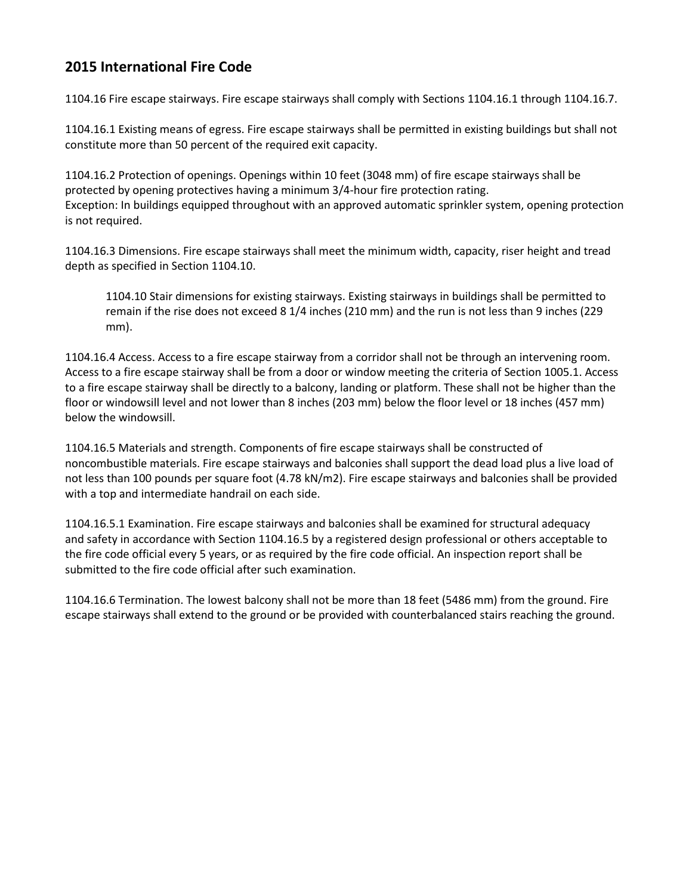## 2015 International Fire Code

1104.16 Fire escape stairways. Fire escape stairways shall comply with Sections 1104.16.1 through 1104.16.7.

1104.16.1 Existing means of egress. Fire escape stairways shall be permitted in existing buildings but shall not constitute more than 50 percent of the required exit capacity.

1104.16.2 Protection of openings. Openings within 10 feet (3048 mm) of fire escape stairways shall be protected by opening protectives having a minimum 3/4-hour fire protection rating.
Exception: In buildings equipped throughout with an approved automatic sprinkler system, opening protection is not required.

1104.16.3 Dimensions. Fire escape stairways shall meet the minimum width, capacity, riser height and tread depth as specified in Section 1104.10.

> 1104.10 Stair dimensions for existing stairways. Existing stairways in buildings shall be permitted to remain if the rise does not exceed 8 1/4 inches (210 mm) and the run is not less than 9 inches (229 mm).

1104.16.4 Access. Access to a fire escape stairway from a corridor shall not be through an intervening room. Access to a fire escape stairway shall be from a door or window meeting the criteria of Section 1005.1. Access to a fire escape stairway shall be directly to a balcony, landing or platform. These shall not be higher than the floor or windowsill level and not lower than 8 inches (203 mm) below the floor level or 18 inches (457 mm) below the windowsill.

1104.16.5 Materials and strength. Components of fire escape stairways shall be constructed of noncombustible materials. Fire escape stairways and balconies shall support the dead load plus a live load of not less than 100 pounds per square foot (4.78 kN/m2). Fire escape stairways and balconies shall be provided with a top and intermediate handrail on each side.

1104.16.5.1 Examination. Fire escape stairways and balconies shall be examined for structural adequacy and safety in accordance with Section 1104.16.5 by a registered design professional or others acceptable to the fire code official every 5 years, or as required by the fire code official. An inspection report shall be submitted to the fire code official after such examination.

1104.16.6 Termination. The lowest balcony shall not be more than 18 feet (5486 mm) from the ground. Fire escape stairways shall extend to the ground or be provided with counterbalanced stairs reaching the ground.